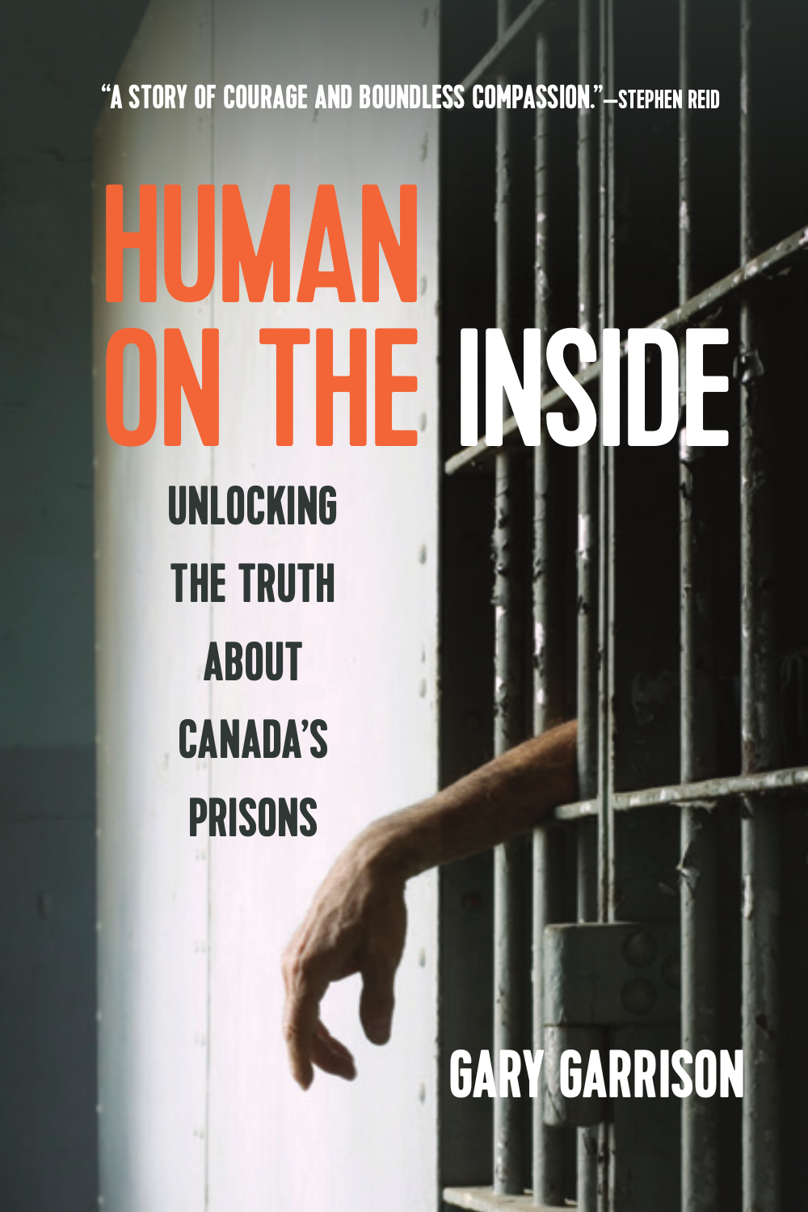"A STORY OF COURAGE AND BOUNDLESS COMPASSION."—STEPHEN REID

# HUMAN ON THE INSIDE

## UNLOCKING THE TRUTH ABOUT CANADA'S PRISONS

GARY GARRISON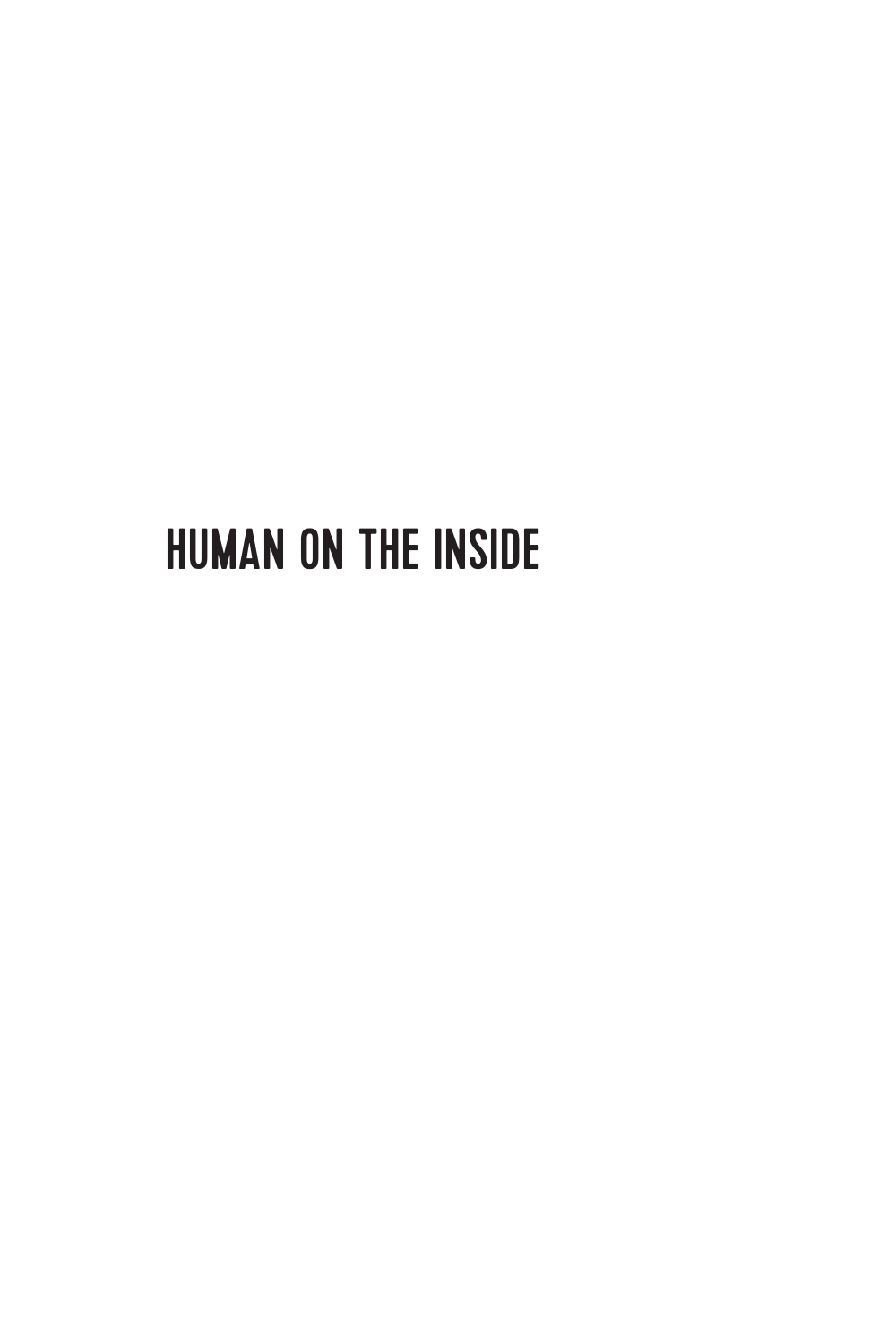# HUMAN ON THE INSIDE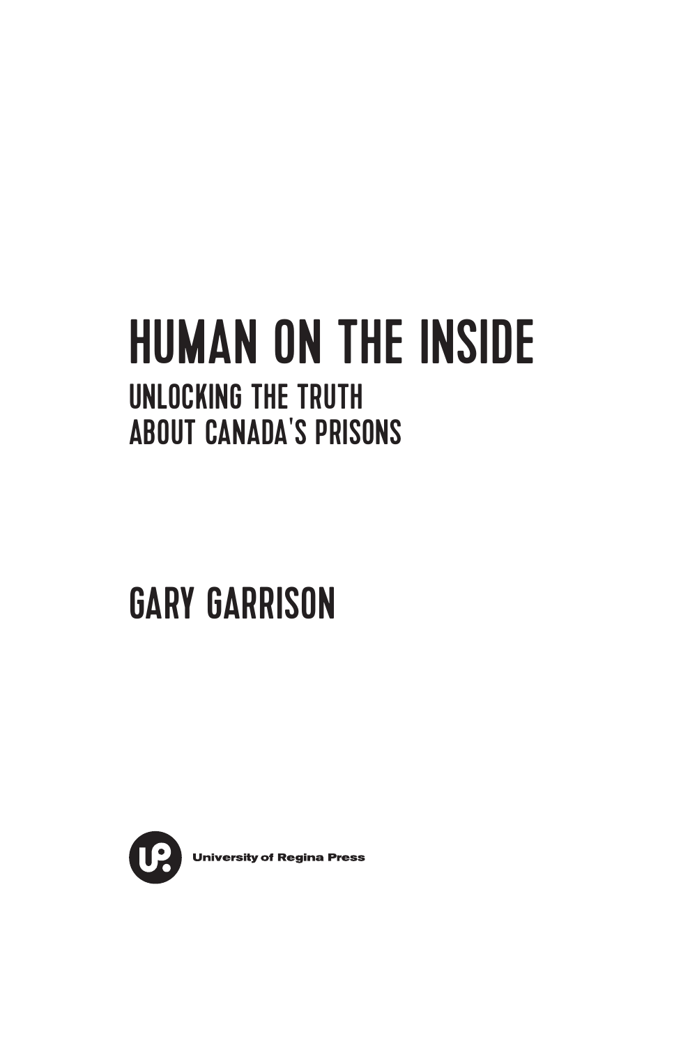# HUMAN ON THE INSIDE

## UNLOCKING THE TRUTH ABOUT CANADA'S PRISONS

## GARY GARRISON

University of Regina Press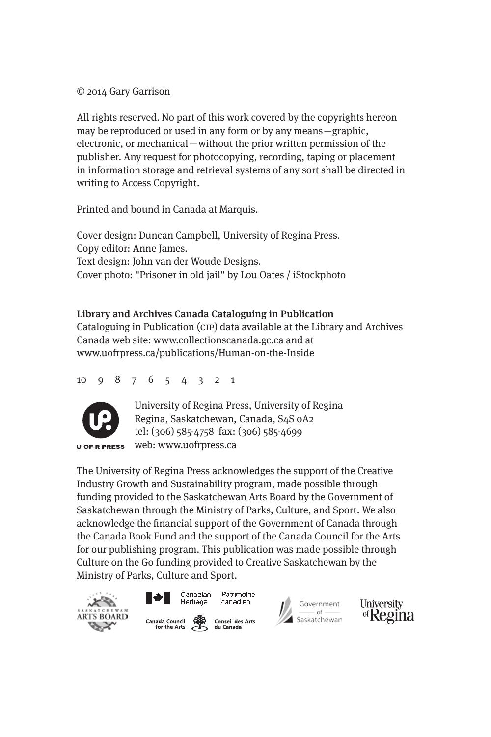© 2014 Gary Garrison

All rights reserved. No part of this work covered by the copyrights hereon may be reproduced or used in any form or by any means—graphic, electronic, or mechanical—without the prior written permission of the publisher. Any request for photocopying, recording, taping or placement in information storage and retrieval systems of any sort shall be directed in writing to Access Copyright.

Printed and bound in Canada at Marquis.

Cover design: Duncan Campbell, University of Regina Press.
Copy editor: Anne James.
Text design: John van der Woude Designs.
Cover photo: "Prisoner in old jail" by Lou Oates / iStockphoto

**Library and Archives Canada Cataloguing in Publication**
Cataloguing in Publication (CIP) data available at the Library and Archives Canada web site: www.collectionscanada.gc.ca and at www.uofrpress.ca/publications/Human-on-the-Inside

10 9 8 7 6 5 4 3 2 1

U OF R PRESS

University of Regina Press, University of Regina
Regina, Saskatchewan, Canada, S4S 0A2
tel: (306) 585-4758 fax: (306) 585-4699
web: www.uofrpress.ca

The University of Regina Press acknowledges the support of the Creative Industry Growth and Sustainability program, made possible through funding provided to the Saskatchewan Arts Board by the Government of Saskatchewan through the Ministry of Parks, Culture, and Sport. We also acknowledge the financial support of the Government of Canada through the Canada Book Fund and the support of the Canada Council for the Arts for our publishing program. This publication was made possible through Culture on the Go funding provided to Creative Saskatchewan by the Ministry of Parks, Culture and Sport.

Saskatchewan Arts Board | Canadian Heritage / Patrimoine canadien | Canada Council for the Arts / Conseil des Arts du Canada | Government of Saskatchewan | University of Regina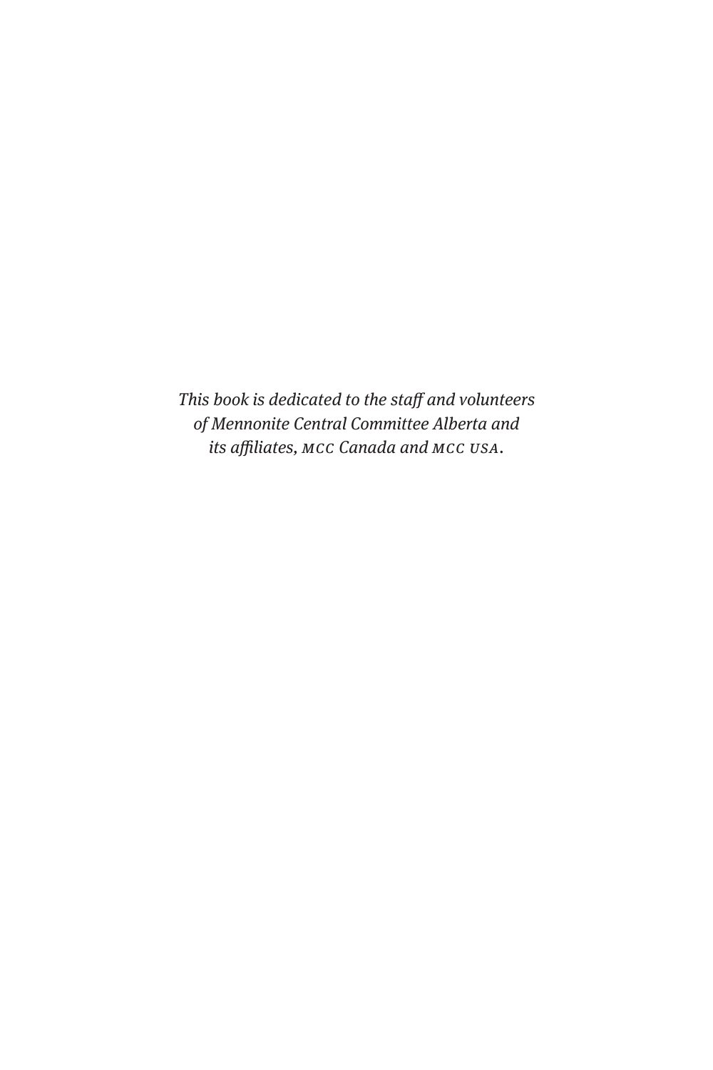*This book is dedicated to the staff and volunteers of Mennonite Central Committee Alberta and its affiliates, MCC Canada and MCC USA.*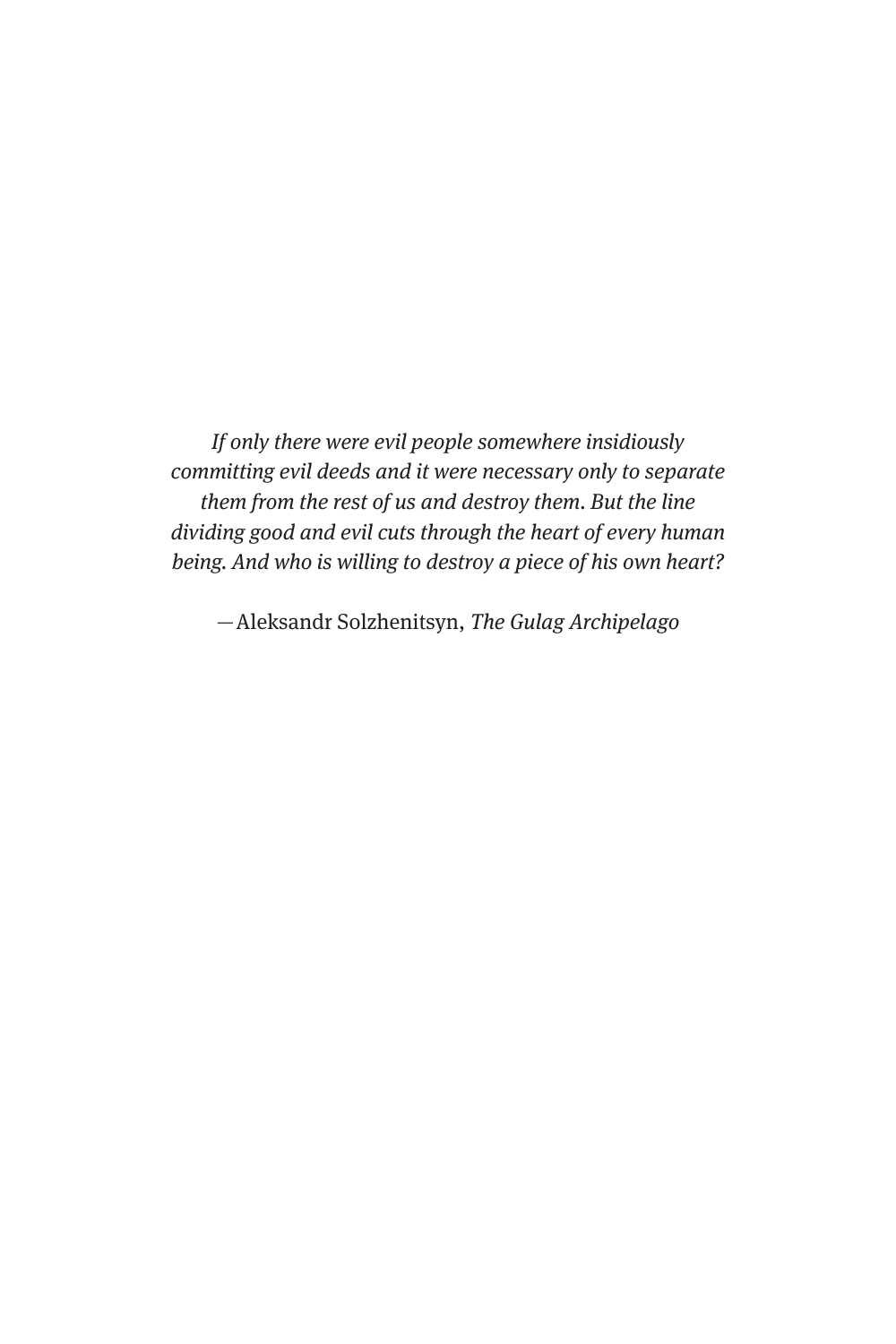*If only there were evil people somewhere insidiously committing evil deeds and it were necessary only to separate them from the rest of us and destroy them. But the line dividing good and evil cuts through the heart of every human being. And who is willing to destroy a piece of his own heart?*

—Aleksandr Solzhenitsyn, *The Gulag Archipelago*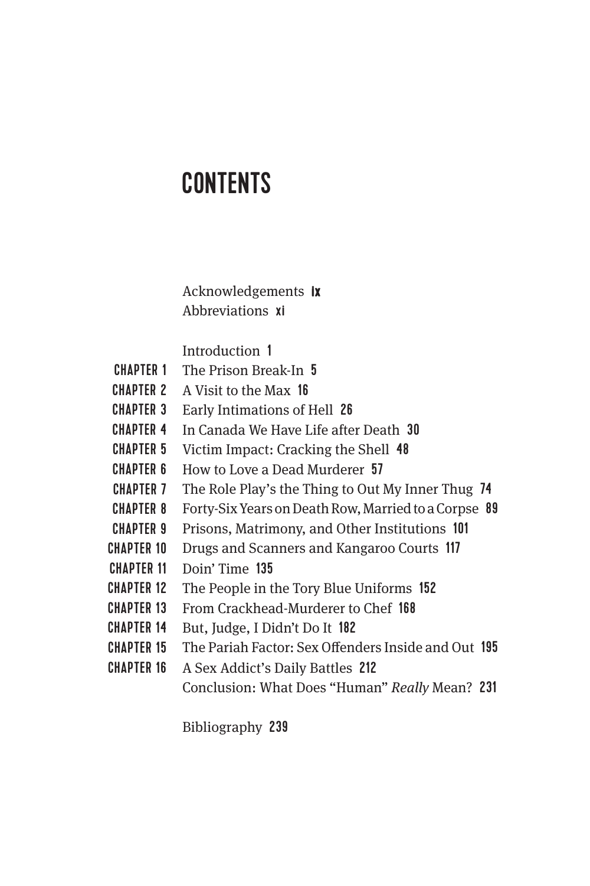# CONTENTS

Acknowledgements ix
Abbreviations xi

Introduction 1

CHAPTER 1 The Prison Break-In 5
CHAPTER 2 A Visit to the Max 16
CHAPTER 3 Early Intimations of Hell 26
CHAPTER 4 In Canada We Have Life after Death 30
CHAPTER 5 Victim Impact: Cracking the Shell 48
CHAPTER 6 How to Love a Dead Murderer 57
CHAPTER 7 The Role Play's the Thing to Out My Inner Thug 74
CHAPTER 8 Forty-Six Years on Death Row, Married to a Corpse 89
CHAPTER 9 Prisons, Matrimony, and Other Institutions 101
CHAPTER 10 Drugs and Scanners and Kangaroo Courts 117
CHAPTER 11 Doin' Time 135
CHAPTER 12 The People in the Tory Blue Uniforms 152
CHAPTER 13 From Crackhead-Murderer to Chef 168
CHAPTER 14 But, Judge, I Didn't Do It 182
CHAPTER 15 The Pariah Factor: Sex Offenders Inside and Out 195
CHAPTER 16 A Sex Addict's Daily Battles 212
Conclusion: What Does "Human" *Really* Mean? 231

Bibliography 239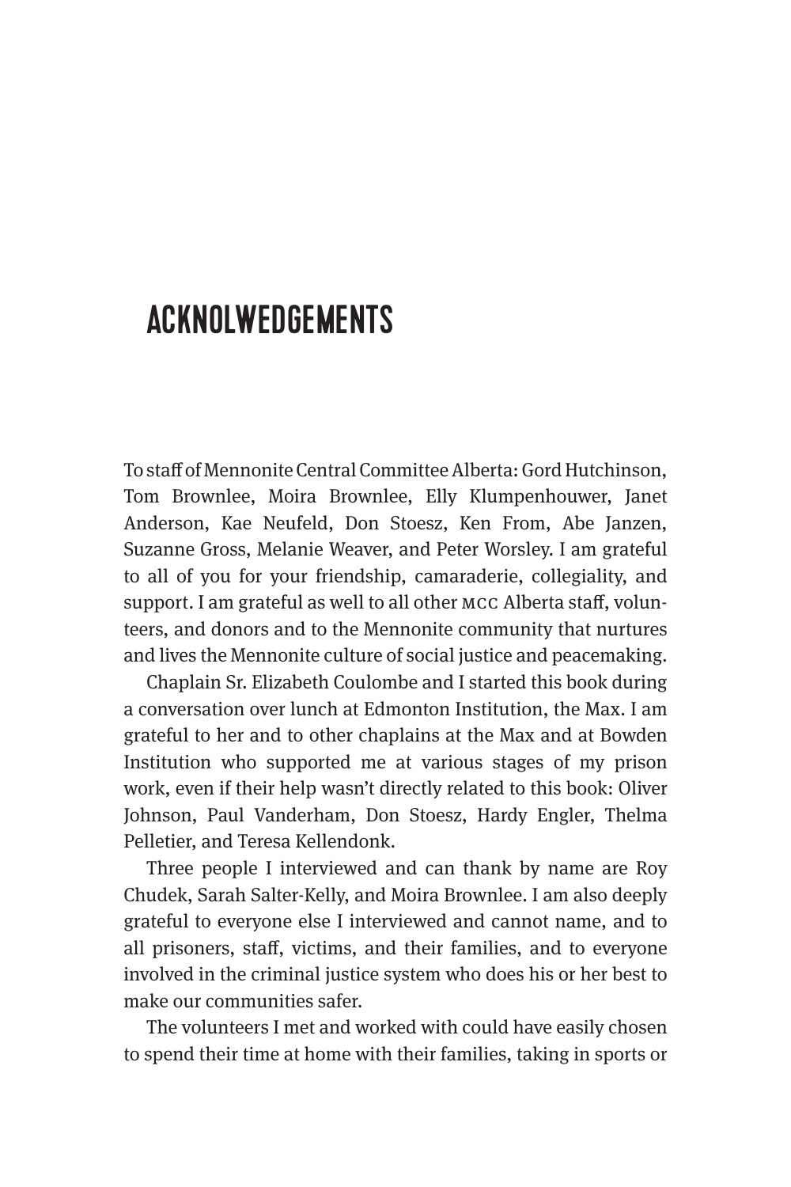# ACKNOLWEDGEMENTS

To staff of Mennonite Central Committee Alberta: Gord Hutchinson, Tom Brownlee, Moira Brownlee, Elly Klumpenhouwer, Janet Anderson, Kae Neufeld, Don Stoesz, Ken From, Abe Janzen, Suzanne Gross, Melanie Weaver, and Peter Worsley. I am grateful to all of you for your friendship, camaraderie, collegiality, and support. I am grateful as well to all other MCC Alberta staff, volunteers, and donors and to the Mennonite community that nurtures and lives the Mennonite culture of social justice and peacemaking.

Chaplain Sr. Elizabeth Coulombe and I started this book during a conversation over lunch at Edmonton Institution, the Max. I am grateful to her and to other chaplains at the Max and at Bowden Institution who supported me at various stages of my prison work, even if their help wasn't directly related to this book: Oliver Johnson, Paul Vanderham, Don Stoesz, Hardy Engler, Thelma Pelletier, and Teresa Kellendonk.

Three people I interviewed and can thank by name are Roy Chudek, Sarah Salter-Kelly, and Moira Brownlee. I am also deeply grateful to everyone else I interviewed and cannot name, and to all prisoners, staff, victims, and their families, and to everyone involved in the criminal justice system who does his or her best to make our communities safer.

The volunteers I met and worked with could have easily chosen to spend their time at home with their families, taking in sports or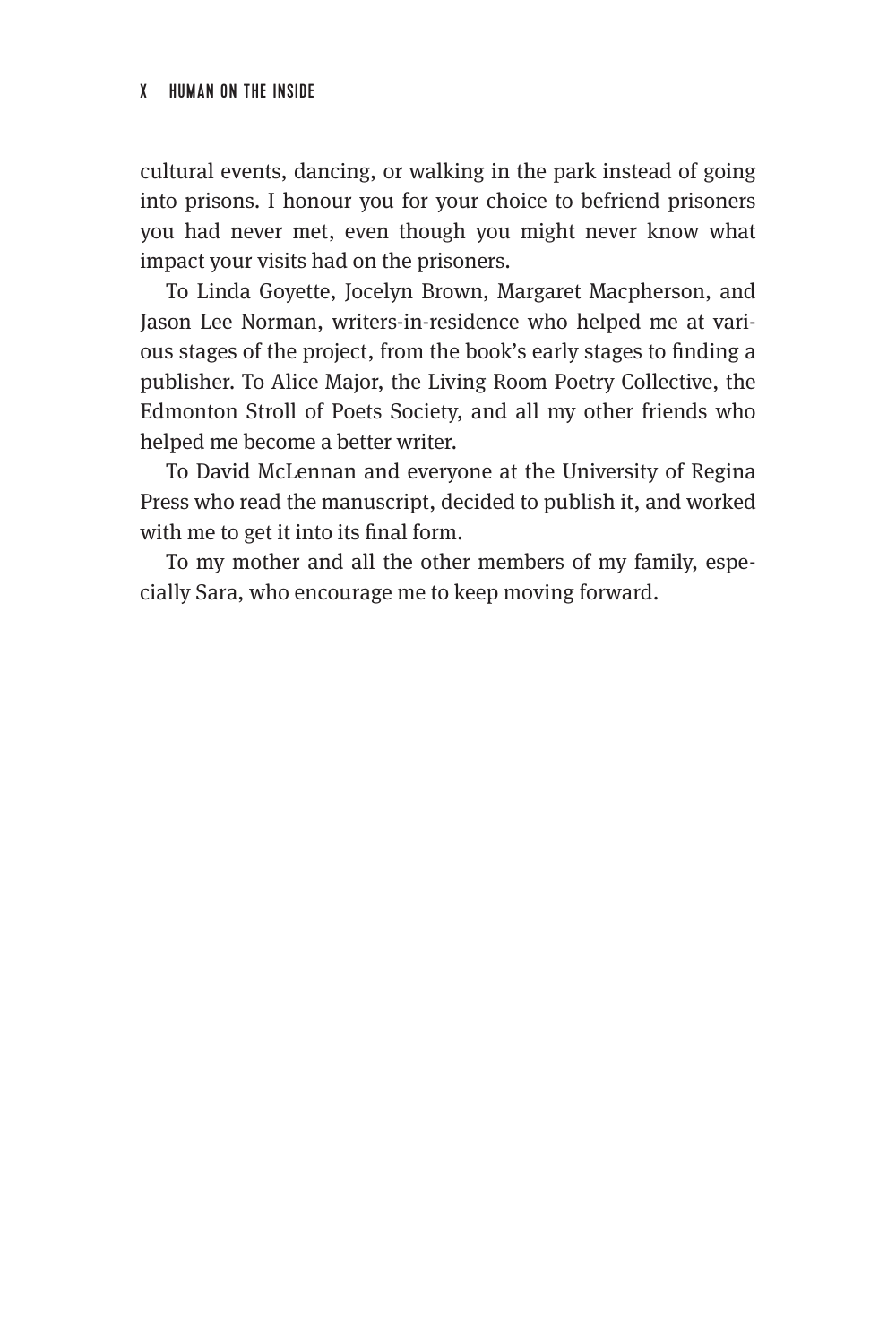cultural events, dancing, or walking in the park instead of going into prisons. I honour you for your choice to befriend prisoners you had never met, even though you might never know what impact your visits had on the prisoners.

To Linda Goyette, Jocelyn Brown, Margaret Macpherson, and Jason Lee Norman, writers-in-residence who helped me at various stages of the project, from the book's early stages to finding a publisher. To Alice Major, the Living Room Poetry Collective, the Edmonton Stroll of Poets Society, and all my other friends who helped me become a better writer.

To David McLennan and everyone at the University of Regina Press who read the manuscript, decided to publish it, and worked with me to get it into its final form.

To my mother and all the other members of my family, especially Sara, who encourage me to keep moving forward.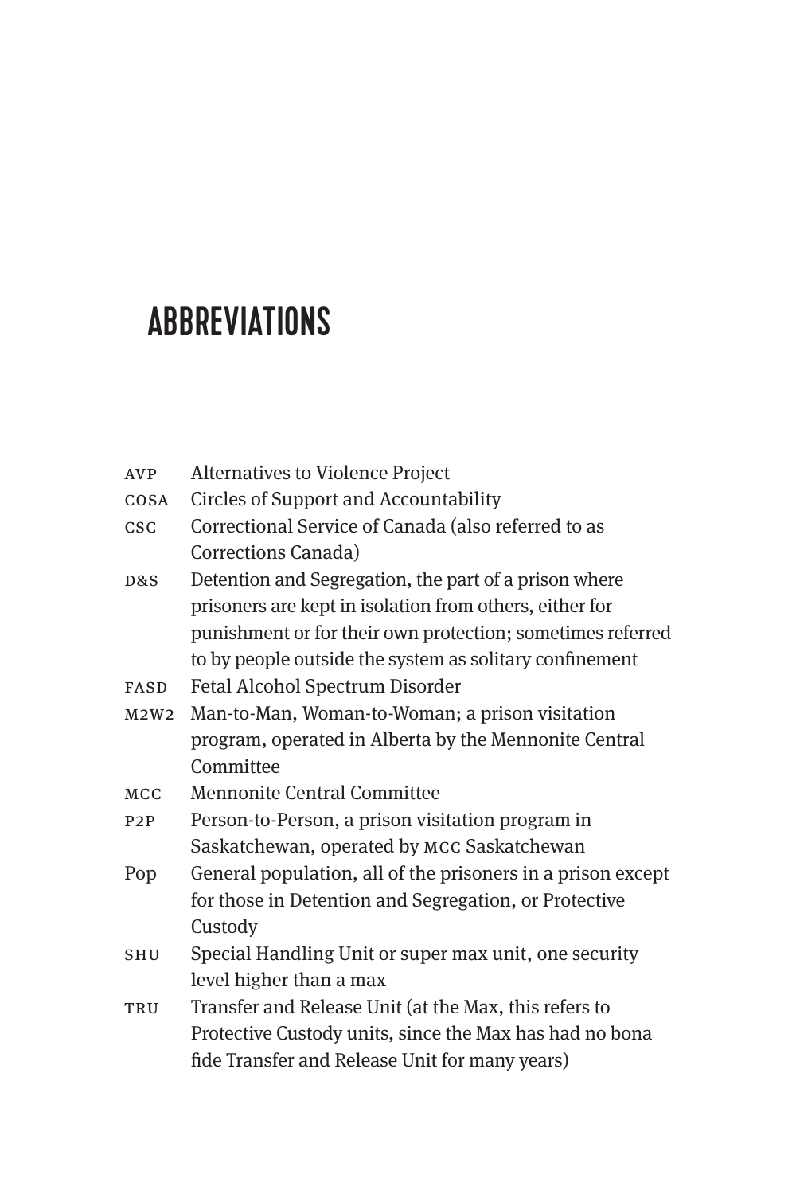# ABBREVIATIONS

| | |
|---|---|
| AVP | Alternatives to Violence Project |
| COSA | Circles of Support and Accountability |
| CSC | Correctional Service of Canada (also referred to as Corrections Canada) |
| D&S | Detention and Segregation, the part of a prison where prisoners are kept in isolation from others, either for punishment or for their own protection; sometimes referred to by people outside the system as solitary confinement |
| FASD | Fetal Alcohol Spectrum Disorder |
| M2W2 | Man-to-Man, Woman-to-Woman; a prison visitation program, operated in Alberta by the Mennonite Central Committee |
| MCC | Mennonite Central Committee |
| P2P | Person-to-Person, a prison visitation program in Saskatchewan, operated by MCC Saskatchewan |
| Pop | General population, all of the prisoners in a prison except for those in Detention and Segregation, or Protective Custody |
| SHU | Special Handling Unit or super max unit, one security level higher than a max |
| TRU | Transfer and Release Unit (at the Max, this refers to Protective Custody units, since the Max has had no bona fide Transfer and Release Unit for many years) |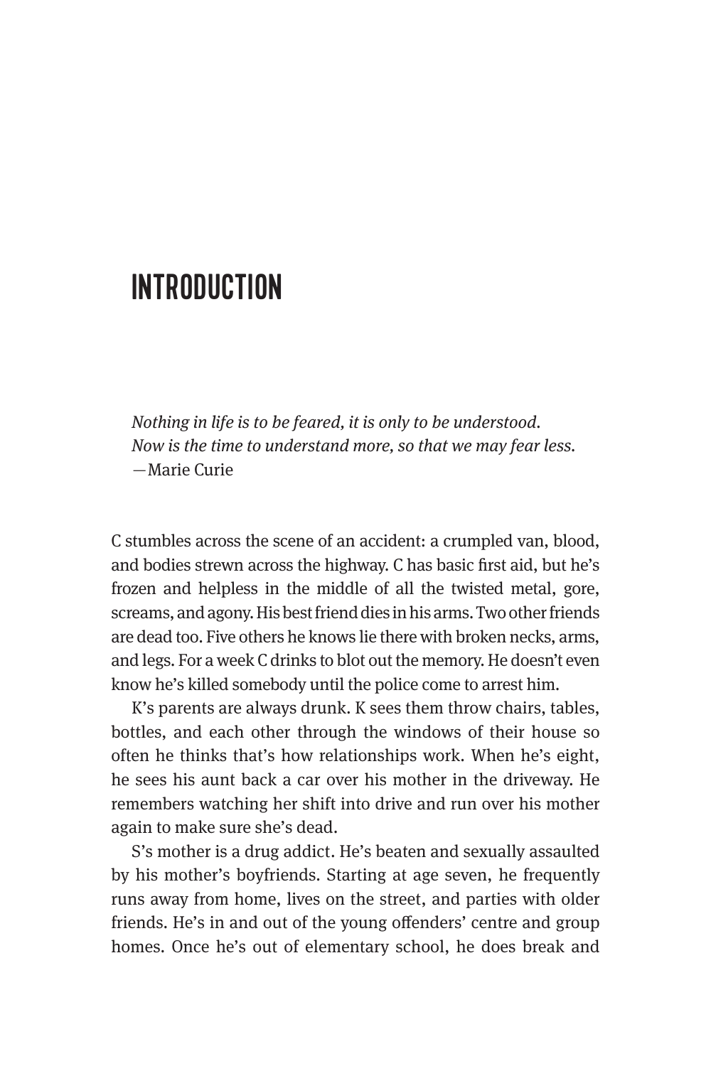# INTRODUCTION

*Nothing in life is to be feared, it is only to be understood.*
*Now is the time to understand more, so that we may fear less.*
—Marie Curie

C stumbles across the scene of an accident: a crumpled van, blood, and bodies strewn across the highway. C has basic first aid, but he's frozen and helpless in the middle of all the twisted metal, gore, screams, and agony. His best friend dies in his arms. Two other friends are dead too. Five others he knows lie there with broken necks, arms, and legs. For a week C drinks to blot out the memory. He doesn't even know he's killed somebody until the police come to arrest him.

K's parents are always drunk. K sees them throw chairs, tables, bottles, and each other through the windows of their house so often he thinks that's how relationships work. When he's eight, he sees his aunt back a car over his mother in the driveway. He remembers watching her shift into drive and run over his mother again to make sure she's dead.

S's mother is a drug addict. He's beaten and sexually assaulted by his mother's boyfriends. Starting at age seven, he frequently runs away from home, lives on the street, and parties with older friends. He's in and out of the young offenders' centre and group homes. Once he's out of elementary school, he does break and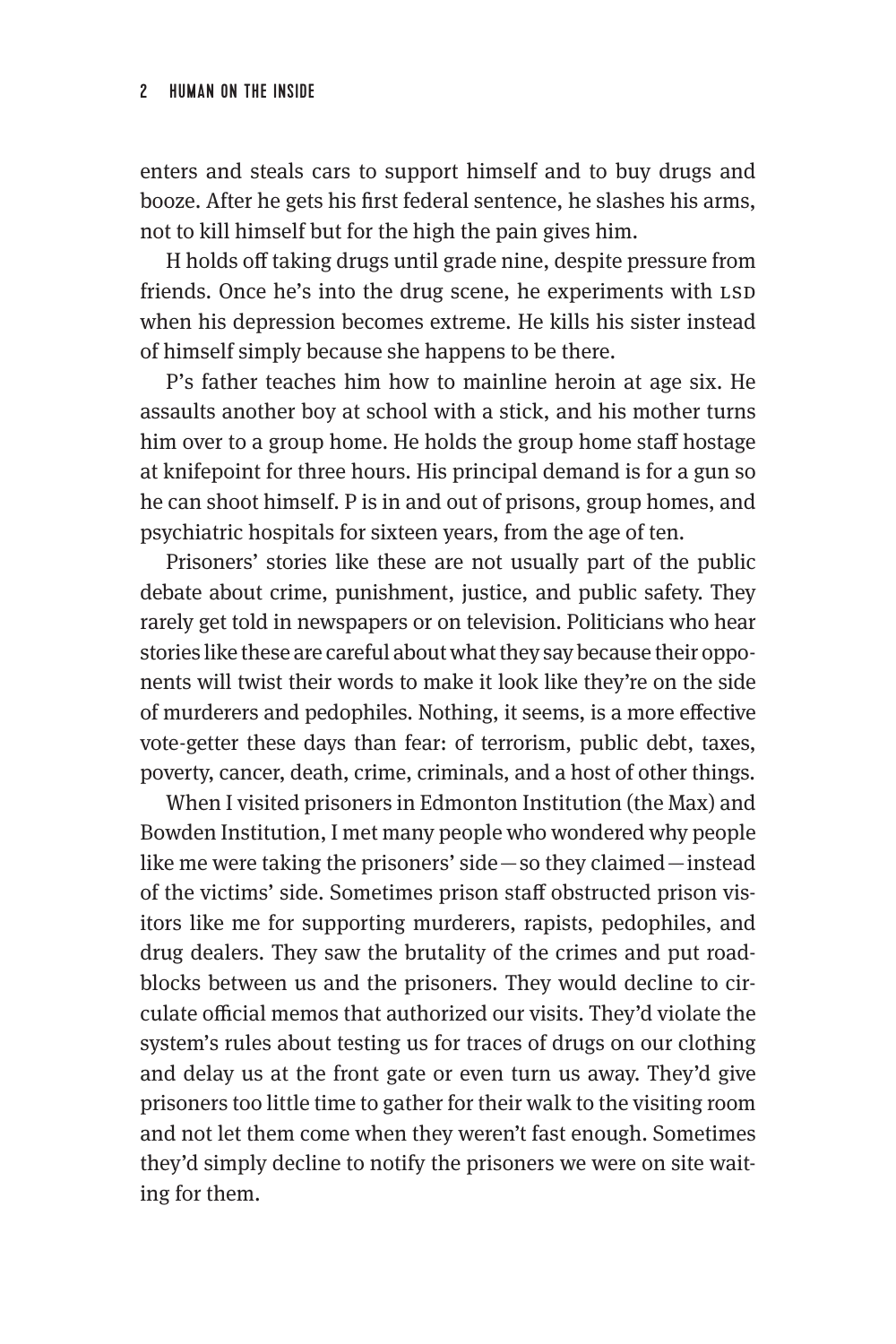enters and steals cars to support himself and to buy drugs and booze. After he gets his first federal sentence, he slashes his arms, not to kill himself but for the high the pain gives him.

H holds off taking drugs until grade nine, despite pressure from friends. Once he's into the drug scene, he experiments with LSD when his depression becomes extreme. He kills his sister instead of himself simply because she happens to be there.

P's father teaches him how to mainline heroin at age six. He assaults another boy at school with a stick, and his mother turns him over to a group home. He holds the group home staff hostage at knifepoint for three hours. His principal demand is for a gun so he can shoot himself. P is in and out of prisons, group homes, and psychiatric hospitals for sixteen years, from the age of ten.

Prisoners' stories like these are not usually part of the public debate about crime, punishment, justice, and public safety. They rarely get told in newspapers or on television. Politicians who hear stories like these are careful about what they say because their opponents will twist their words to make it look like they're on the side of murderers and pedophiles. Nothing, it seems, is a more effective vote-getter these days than fear: of terrorism, public debt, taxes, poverty, cancer, death, crime, criminals, and a host of other things.

When I visited prisoners in Edmonton Institution (the Max) and Bowden Institution, I met many people who wondered why people like me were taking the prisoners' side—so they claimed—instead of the victims' side. Sometimes prison staff obstructed prison visitors like me for supporting murderers, rapists, pedophiles, and drug dealers. They saw the brutality of the crimes and put roadblocks between us and the prisoners. They would decline to circulate official memos that authorized our visits. They'd violate the system's rules about testing us for traces of drugs on our clothing and delay us at the front gate or even turn us away. They'd give prisoners too little time to gather for their walk to the visiting room and not let them come when they weren't fast enough. Sometimes they'd simply decline to notify the prisoners we were on site waiting for them.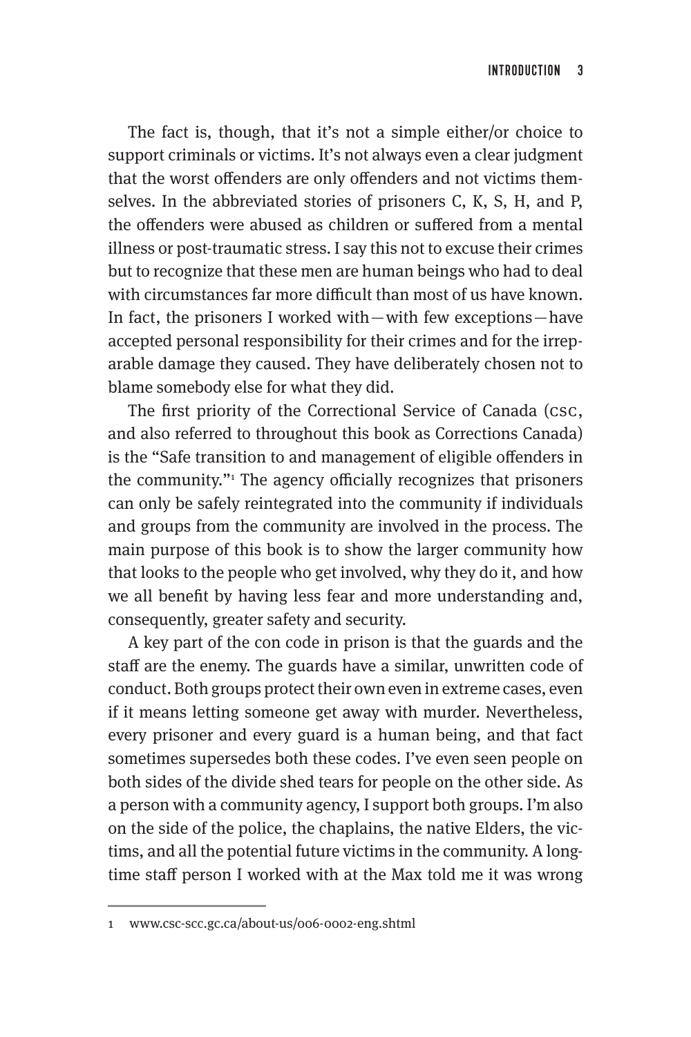The fact is, though, that it's not a simple either/or choice to support criminals or victims. It's not always even a clear judgment that the worst offenders are only offenders and not victims themselves. In the abbreviated stories of prisoners C, K, S, H, and P, the offenders were abused as children or suffered from a mental illness or post-traumatic stress. I say this not to excuse their crimes but to recognize that these men are human beings who had to deal with circumstances far more difficult than most of us have known. In fact, the prisoners I worked with—with few exceptions—have accepted personal responsibility for their crimes and for the irreparable damage they caused. They have deliberately chosen not to blame somebody else for what they did.

The first priority of the Correctional Service of Canada (CSC, and also referred to throughout this book as Corrections Canada) is the "Safe transition to and management of eligible offenders in the community."[1] The agency officially recognizes that prisoners can only be safely reintegrated into the community if individuals and groups from the community are involved in the process. The main purpose of this book is to show the larger community how that looks to the people who get involved, why they do it, and how we all benefit by having less fear and more understanding and, consequently, greater safety and security.

A key part of the con code in prison is that the guards and the staff are the enemy. The guards have a similar, unwritten code of conduct. Both groups protect their own even in extreme cases, even if it means letting someone get away with murder. Nevertheless, every prisoner and every guard is a human being, and that fact sometimes supersedes both these codes. I've even seen people on both sides of the divide shed tears for people on the other side. As a person with a community agency, I support both groups. I'm also on the side of the police, the chaplains, the native Elders, the victims, and all the potential future victims in the community. A long-time staff person I worked with at the Max told me it was wrong

---

1 www.csc-scc.gc.ca/about-us/006-0002-eng.shtml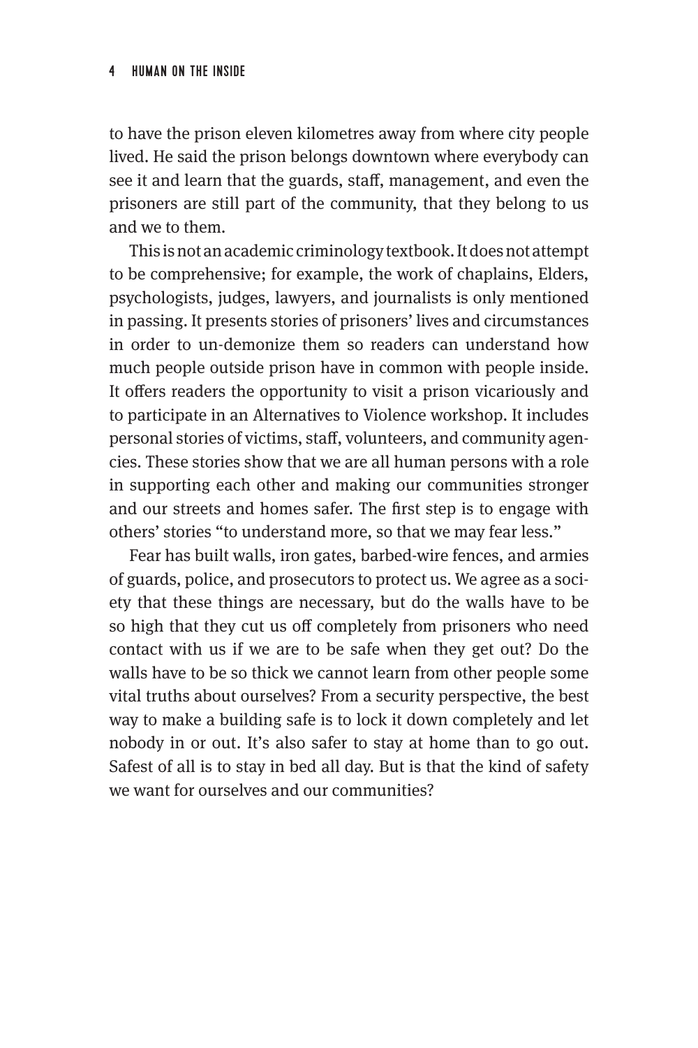to have the prison eleven kilometres away from where city people lived. He said the prison belongs downtown where everybody can see it and learn that the guards, staff, management, and even the prisoners are still part of the community, that they belong to us and we to them.

This is not an academic criminology textbook. It does not attempt to be comprehensive; for example, the work of chaplains, Elders, psychologists, judges, lawyers, and journalists is only mentioned in passing. It presents stories of prisoners' lives and circumstances in order to un-demonize them so readers can understand how much people outside prison have in common with people inside. It offers readers the opportunity to visit a prison vicariously and to participate in an Alternatives to Violence workshop. It includes personal stories of victims, staff, volunteers, and community agencies. These stories show that we are all human persons with a role in supporting each other and making our communities stronger and our streets and homes safer. The first step is to engage with others' stories "to understand more, so that we may fear less."

Fear has built walls, iron gates, barbed-wire fences, and armies of guards, police, and prosecutors to protect us. We agree as a society that these things are necessary, but do the walls have to be so high that they cut us off completely from prisoners who need contact with us if we are to be safe when they get out? Do the walls have to be so thick we cannot learn from other people some vital truths about ourselves? From a security perspective, the best way to make a building safe is to lock it down completely and let nobody in or out. It's also safer to stay at home than to go out. Safest of all is to stay in bed all day. But is that the kind of safety we want for ourselves and our communities?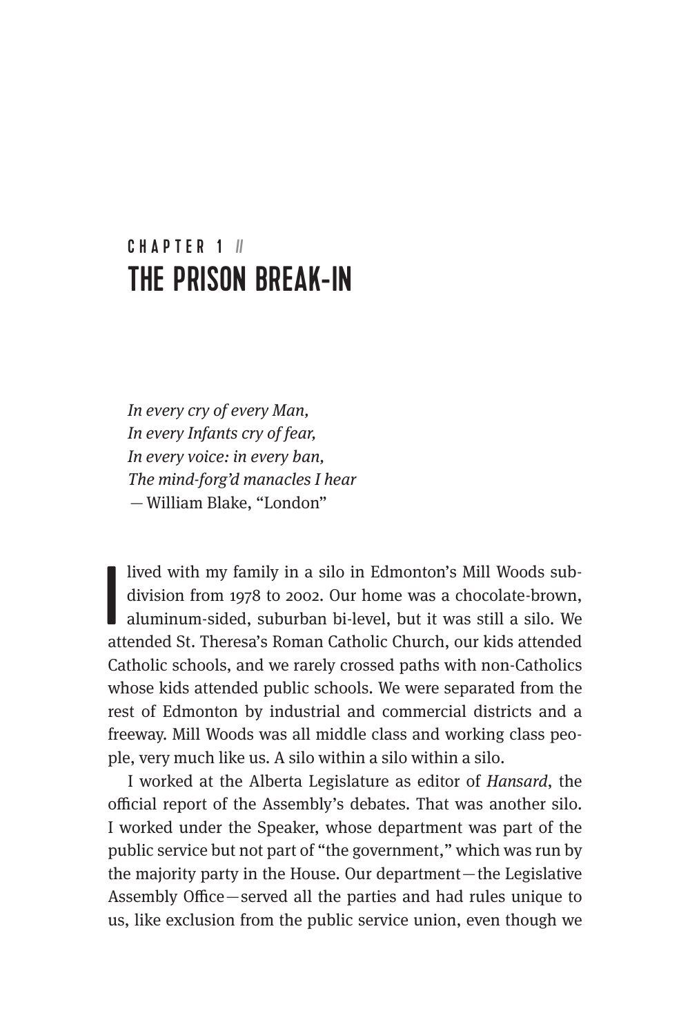CHAPTER 1 //

# THE PRISON BREAK-IN

*In every cry of every Man,*
*In every Infants cry of fear,*
*In every voice: in every ban,*
*The mind-forg'd manacles I hear*
— William Blake, "London"

I lived with my family in a silo in Edmonton's Mill Woods subdivision from 1978 to 2002. Our home was a chocolate-brown, aluminum-sided, suburban bi-level, but it was still a silo. We attended St. Theresa's Roman Catholic Church, our kids attended Catholic schools, and we rarely crossed paths with non-Catholics whose kids attended public schools. We were separated from the rest of Edmonton by industrial and commercial districts and a freeway. Mill Woods was all middle class and working class people, very much like us. A silo within a silo within a silo.

I worked at the Alberta Legislature as editor of *Hansard*, the official report of the Assembly's debates. That was another silo. I worked under the Speaker, whose department was part of the public service but not part of "the government," which was run by the majority party in the House. Our department—the Legislative Assembly Office—served all the parties and had rules unique to us, like exclusion from the public service union, even though we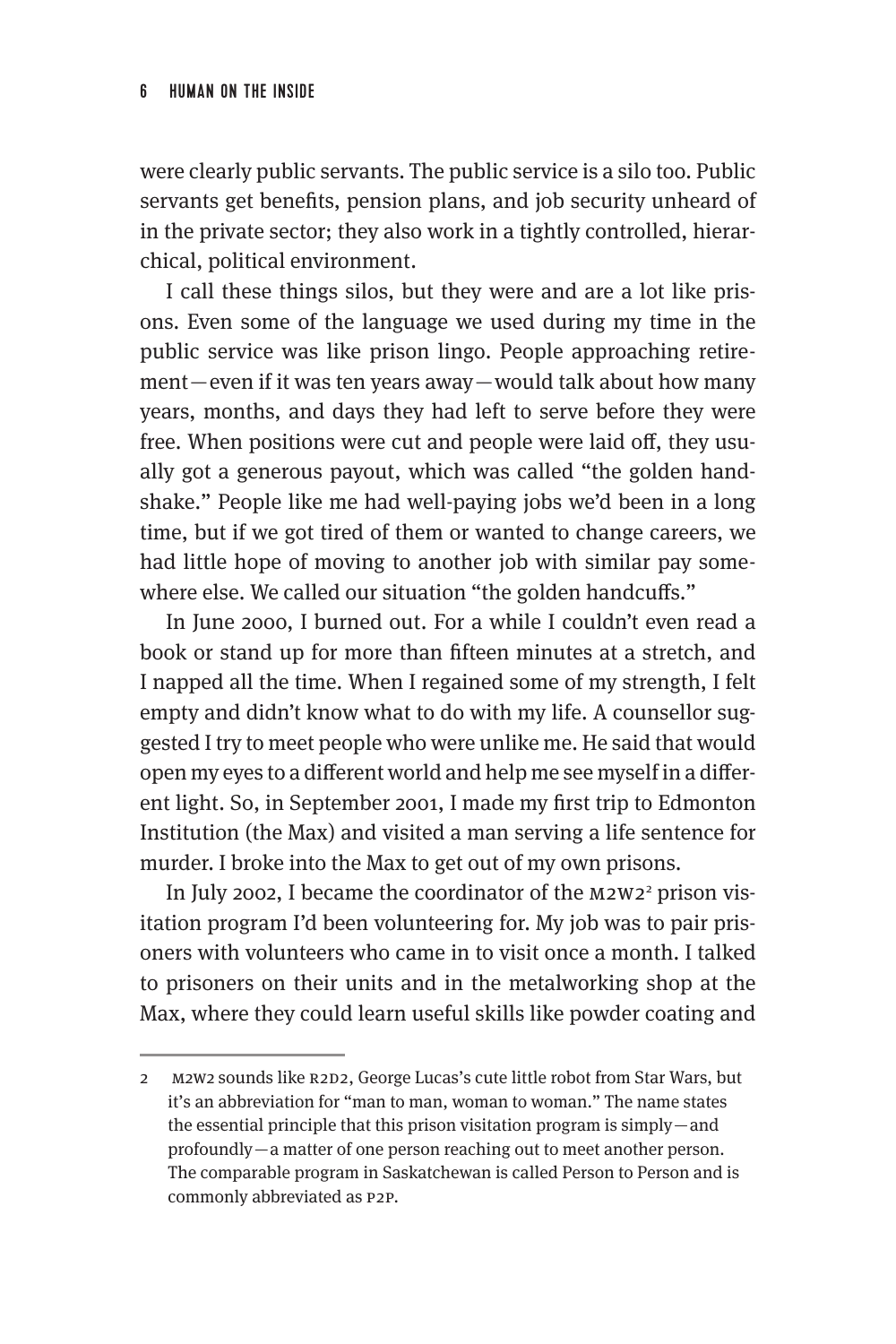were clearly public servants. The public service is a silo too. Public servants get benefits, pension plans, and job security unheard of in the private sector; they also work in a tightly controlled, hierarchical, political environment.

I call these things silos, but they were and are a lot like prisons. Even some of the language we used during my time in the public service was like prison lingo. People approaching retirement—even if it was ten years away—would talk about how many years, months, and days they had left to serve before they were free. When positions were cut and people were laid off, they usually got a generous payout, which was called "the golden handshake." People like me had well-paying jobs we'd been in a long time, but if we got tired of them or wanted to change careers, we had little hope of moving to another job with similar pay somewhere else. We called our situation "the golden handcuffs."

In June 2000, I burned out. For a while I couldn't even read a book or stand up for more than fifteen minutes at a stretch, and I napped all the time. When I regained some of my strength, I felt empty and didn't know what to do with my life. A counsellor suggested I try to meet people who were unlike me. He said that would open my eyes to a different world and help me see myself in a different light. So, in September 2001, I made my first trip to Edmonton Institution (the Max) and visited a man serving a life sentence for murder. I broke into the Max to get out of my own prisons.

In July 2002, I became the coordinator of the M2W2[2] prison visitation program I'd been volunteering for. My job was to pair prisoners with volunteers who came in to visit once a month. I talked to prisoners on their units and in the metalworking shop at the Max, where they could learn useful skills like powder coating and

---

2 M2W2 sounds like R2D2, George Lucas's cute little robot from Star Wars, but it's an abbreviation for "man to man, woman to woman." The name states the essential principle that this prison visitation program is simply—and profoundly—a matter of one person reaching out to meet another person. The comparable program in Saskatchewan is called Person to Person and is commonly abbreviated as P2P.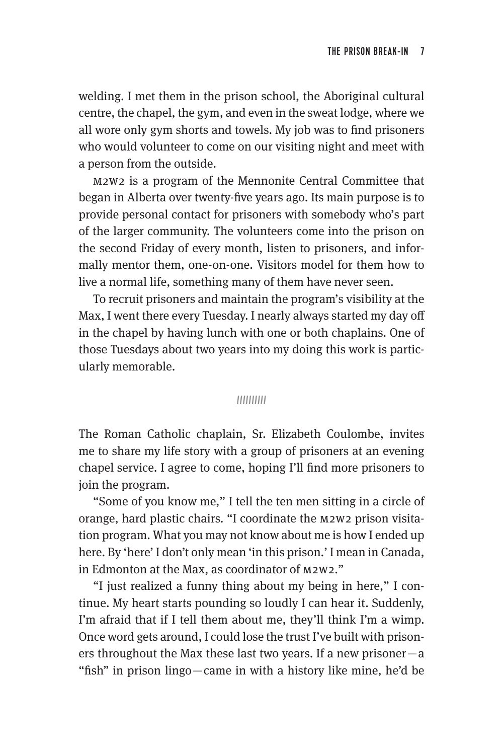welding. I met them in the prison school, the Aboriginal cultural centre, the chapel, the gym, and even in the sweat lodge, where we all wore only gym shorts and towels. My job was to find prisoners who would volunteer to come on our visiting night and meet with a person from the outside.

M2W2 is a program of the Mennonite Central Committee that began in Alberta over twenty-five years ago. Its main purpose is to provide personal contact for prisoners with somebody who's part of the larger community. The volunteers come into the prison on the second Friday of every month, listen to prisoners, and informally mentor them, one-on-one. Visitors model for them how to live a normal life, something many of them have never seen.

To recruit prisoners and maintain the program's visibility at the Max, I went there every Tuesday. I nearly always started my day off in the chapel by having lunch with one or both chaplains. One of those Tuesdays about two years into my doing this work is particularly memorable.

/////////

The Roman Catholic chaplain, Sr. Elizabeth Coulombe, invites me to share my life story with a group of prisoners at an evening chapel service. I agree to come, hoping I'll find more prisoners to join the program.

"Some of you know me," I tell the ten men sitting in a circle of orange, hard plastic chairs. "I coordinate the M2W2 prison visitation program. What you may not know about me is how I ended up here. By 'here' I don't only mean 'in this prison.' I mean in Canada, in Edmonton at the Max, as coordinator of M2W2."

"I just realized a funny thing about my being in here," I continue. My heart starts pounding so loudly I can hear it. Suddenly, I'm afraid that if I tell them about me, they'll think I'm a wimp. Once word gets around, I could lose the trust I've built with prisoners throughout the Max these last two years. If a new prisoner—a "fish" in prison lingo—came in with a history like mine, he'd be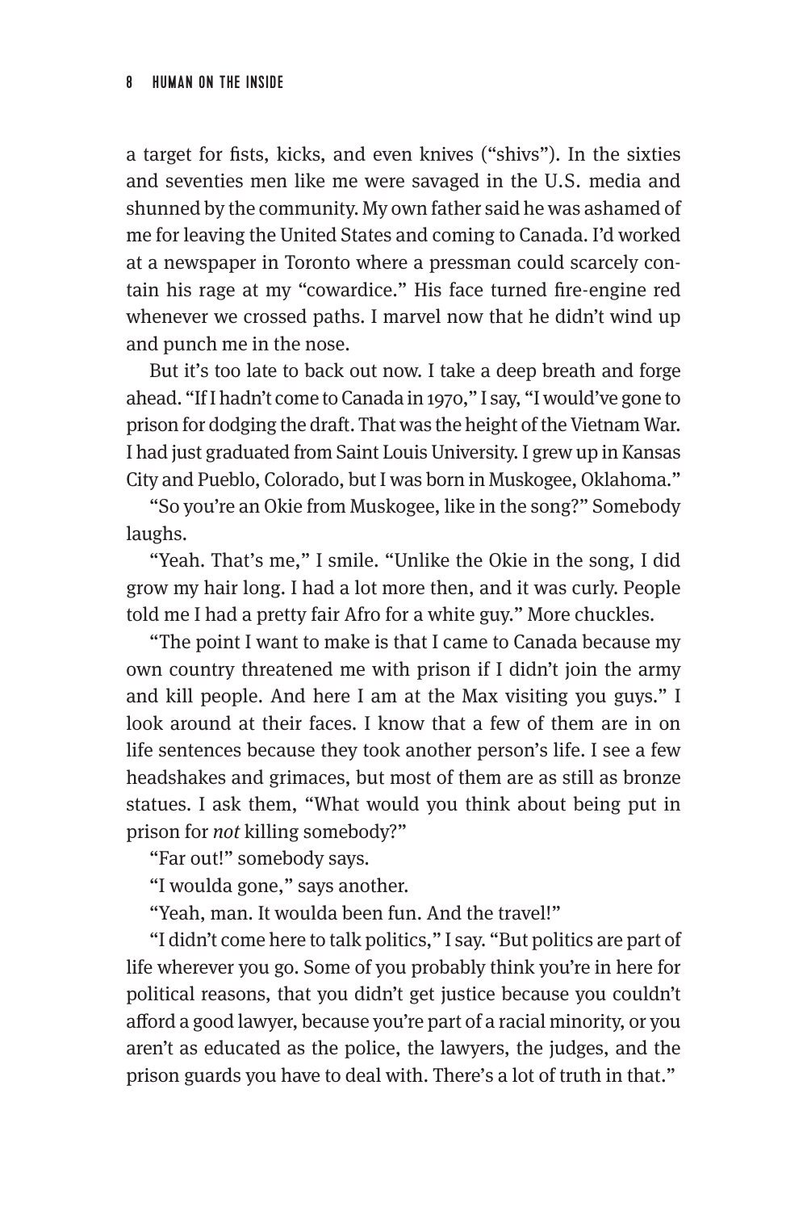a target for fists, kicks, and even knives ("shivs"). In the sixties and seventies men like me were savaged in the U.S. media and shunned by the community. My own father said he was ashamed of me for leaving the United States and coming to Canada. I'd worked at a newspaper in Toronto where a pressman could scarcely contain his rage at my "cowardice." His face turned fire-engine red whenever we crossed paths. I marvel now that he didn't wind up and punch me in the nose.

But it's too late to back out now. I take a deep breath and forge ahead. "If I hadn't come to Canada in 1970," I say, "I would've gone to prison for dodging the draft. That was the height of the Vietnam War. I had just graduated from Saint Louis University. I grew up in Kansas City and Pueblo, Colorado, but I was born in Muskogee, Oklahoma."

"So you're an Okie from Muskogee, like in the song?" Somebody laughs.

"Yeah. That's me," I smile. "Unlike the Okie in the song, I did grow my hair long. I had a lot more then, and it was curly. People told me I had a pretty fair Afro for a white guy." More chuckles.

"The point I want to make is that I came to Canada because my own country threatened me with prison if I didn't join the army and kill people. And here I am at the Max visiting you guys." I look around at their faces. I know that a few of them are in on life sentences because they took another person's life. I see a few headshakes and grimaces, but most of them are as still as bronze statues. I ask them, "What would you think about being put in prison for *not* killing somebody?"

"Far out!" somebody says.

"I woulda gone," says another.

"Yeah, man. It woulda been fun. And the travel!"

"I didn't come here to talk politics," I say. "But politics are part of life wherever you go. Some of you probably think you're in here for political reasons, that you didn't get justice because you couldn't afford a good lawyer, because you're part of a racial minority, or you aren't as educated as the police, the lawyers, the judges, and the prison guards you have to deal with. There's a lot of truth in that."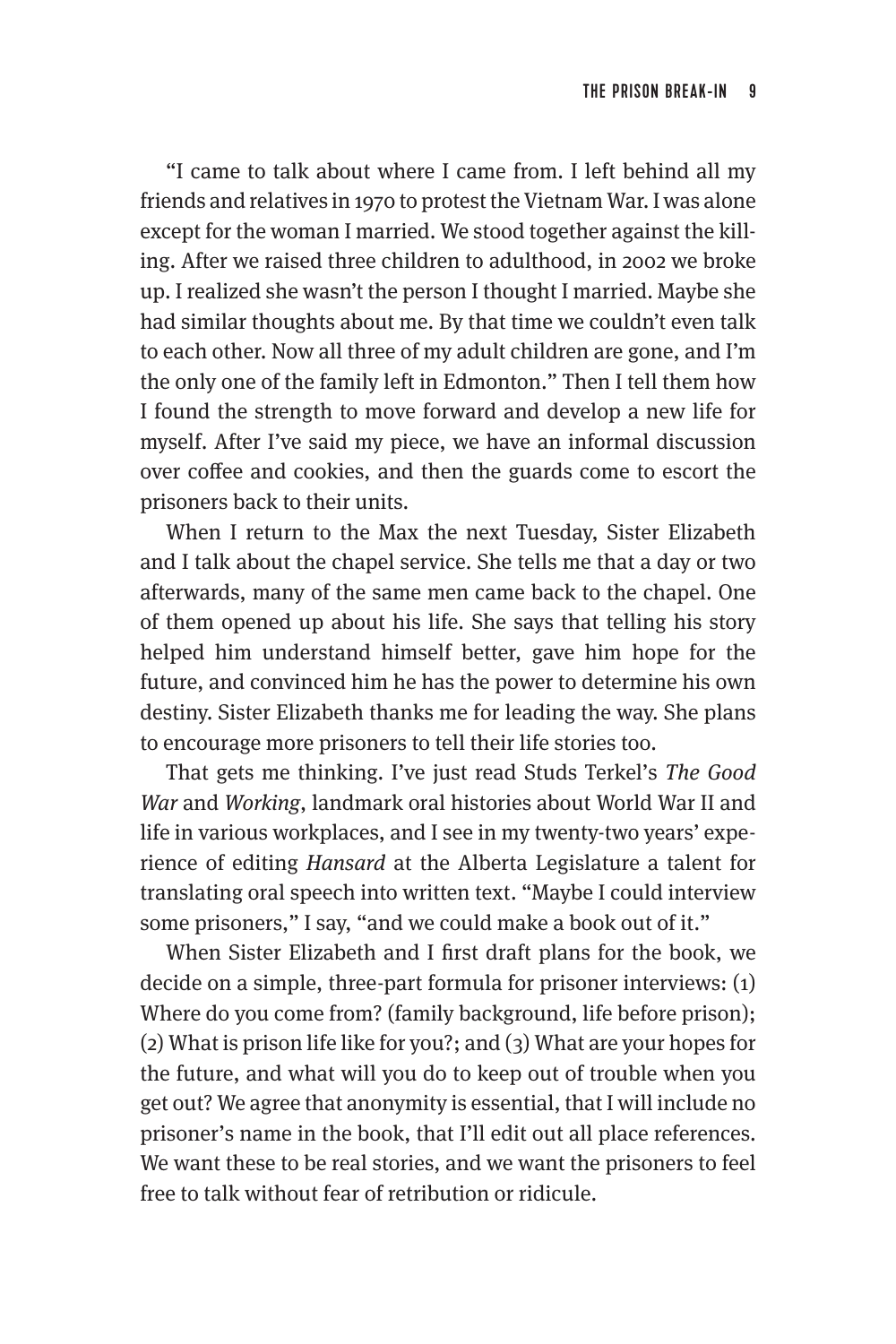"I came to talk about where I came from. I left behind all my friends and relatives in 1970 to protest the Vietnam War. I was alone except for the woman I married. We stood together against the killing. After we raised three children to adulthood, in 2002 we broke up. I realized she wasn't the person I thought I married. Maybe she had similar thoughts about me. By that time we couldn't even talk to each other. Now all three of my adult children are gone, and I'm the only one of the family left in Edmonton." Then I tell them how I found the strength to move forward and develop a new life for myself. After I've said my piece, we have an informal discussion over coffee and cookies, and then the guards come to escort the prisoners back to their units.

When I return to the Max the next Tuesday, Sister Elizabeth and I talk about the chapel service. She tells me that a day or two afterwards, many of the same men came back to the chapel. One of them opened up about his life. She says that telling his story helped him understand himself better, gave him hope for the future, and convinced him he has the power to determine his own destiny. Sister Elizabeth thanks me for leading the way. She plans to encourage more prisoners to tell their life stories too.

That gets me thinking. I've just read Studs Terkel's *The Good War* and *Working*, landmark oral histories about World War II and life in various workplaces, and I see in my twenty-two years' experience of editing *Hansard* at the Alberta Legislature a talent for translating oral speech into written text. "Maybe I could interview some prisoners," I say, "and we could make a book out of it."

When Sister Elizabeth and I first draft plans for the book, we decide on a simple, three-part formula for prisoner interviews: (1) Where do you come from? (family background, life before prison); (2) What is prison life like for you?; and (3) What are your hopes for the future, and what will you do to keep out of trouble when you get out? We agree that anonymity is essential, that I will include no prisoner's name in the book, that I'll edit out all place references. We want these to be real stories, and we want the prisoners to feel free to talk without fear of retribution or ridicule.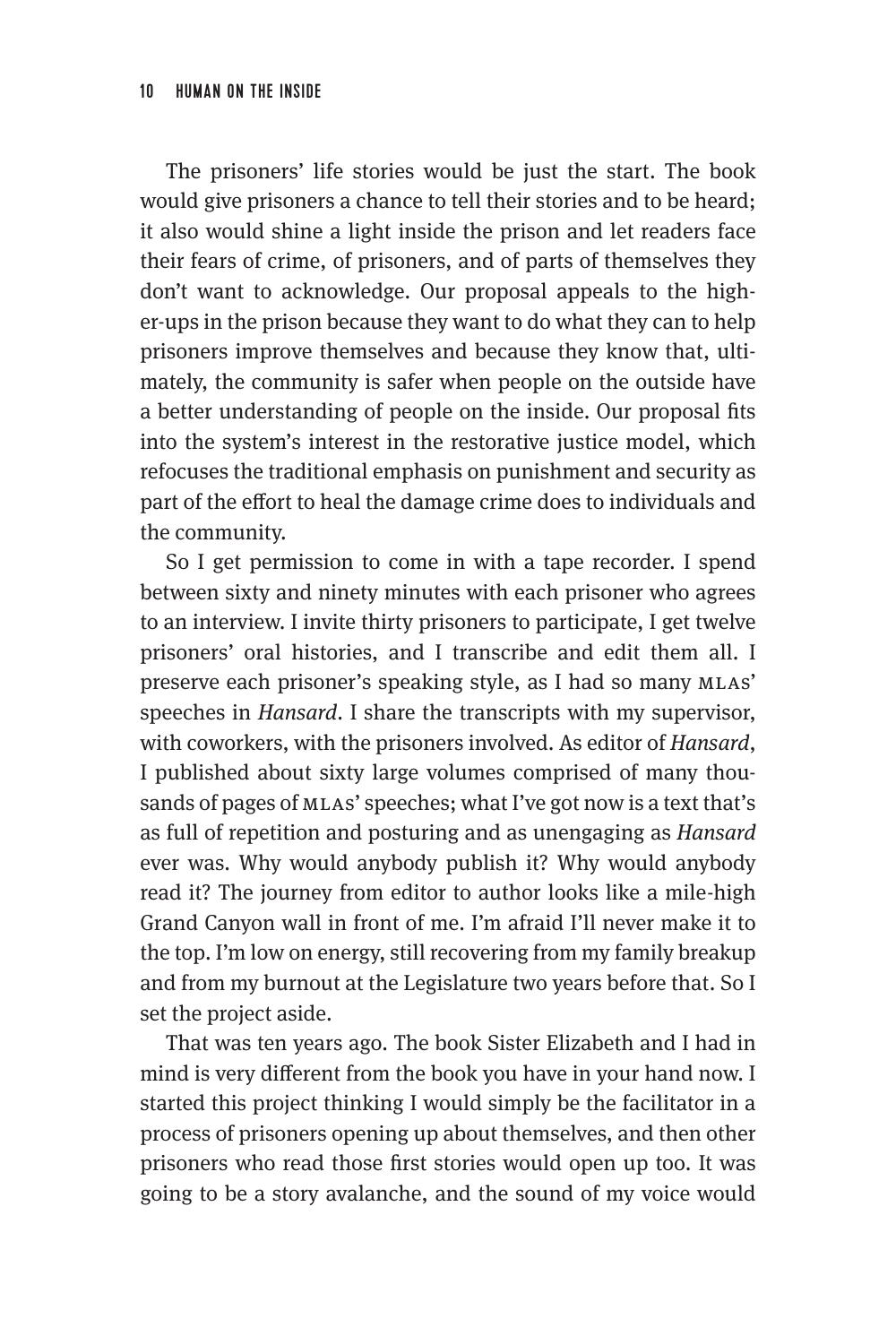The prisoners' life stories would be just the start. The book would give prisoners a chance to tell their stories and to be heard; it also would shine a light inside the prison and let readers face their fears of crime, of prisoners, and of parts of themselves they don't want to acknowledge. Our proposal appeals to the higher-ups in the prison because they want to do what they can to help prisoners improve themselves and because they know that, ultimately, the community is safer when people on the outside have a better understanding of people on the inside. Our proposal fits into the system's interest in the restorative justice model, which refocuses the traditional emphasis on punishment and security as part of the effort to heal the damage crime does to individuals and the community.

So I get permission to come in with a tape recorder. I spend between sixty and ninety minutes with each prisoner who agrees to an interview. I invite thirty prisoners to participate, I get twelve prisoners' oral histories, and I transcribe and edit them all. I preserve each prisoner's speaking style, as I had so many MLAs' speeches in *Hansard*. I share the transcripts with my supervisor, with coworkers, with the prisoners involved. As editor of *Hansard*, I published about sixty large volumes comprised of many thousands of pages of MLAs' speeches; what I've got now is a text that's as full of repetition and posturing and as unengaging as *Hansard* ever was. Why would anybody publish it? Why would anybody read it? The journey from editor to author looks like a mile-high Grand Canyon wall in front of me. I'm afraid I'll never make it to the top. I'm low on energy, still recovering from my family breakup and from my burnout at the Legislature two years before that. So I set the project aside.

That was ten years ago. The book Sister Elizabeth and I had in mind is very different from the book you have in your hand now. I started this project thinking I would simply be the facilitator in a process of prisoners opening up about themselves, and then other prisoners who read those first stories would open up too. It was going to be a story avalanche, and the sound of my voice would